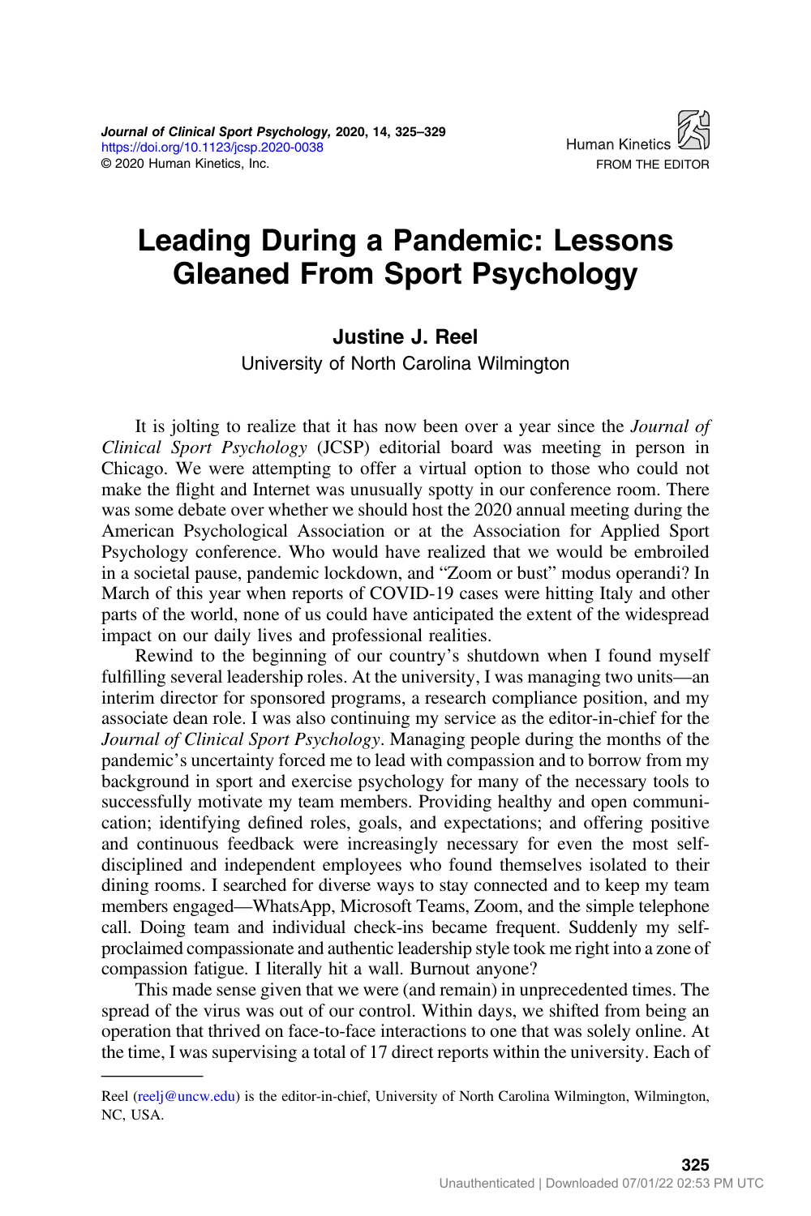# Leading During a Pandemic: Lessons Gleaned From Sport Psychology

**Justine J. Reel**

University of North Carolina Wilmington

It is jolting to realize that it has now been over a year since the *Journal of Clinical Sport Psychology* (JCSP) editorial board was meeting in person in Chicago. We were attempting to offer a virtual option to those who could not make the flight and Internet was unusually spotty in our conference room. There was some debate over whether we should host the 2020 annual meeting during the American Psychological Association or at the Association for Applied Sport Psychology conference. Who would have realized that we would be embroiled in a societal pause, pandemic lockdown, and "Zoom or bust" modus operandi? In March of this year when reports of COVID-19 cases were hitting Italy and other parts of the world, none of us could have anticipated the extent of the widespread impact on our daily lives and professional realities.

Rewind to the beginning of our country's shutdown when I found myself fulfilling several leadership roles. At the university, I was managing two units—an interim director for sponsored programs, a research compliance position, and my associate dean role. I was also continuing my service as the editor-in-chief for the *Journal of Clinical Sport Psychology*. Managing people during the months of the pandemic's uncertainty forced me to lead with compassion and to borrow from my background in sport and exercise psychology for many of the necessary tools to successfully motivate my team members. Providing healthy and open communication; identifying defined roles, goals, and expectations; and offering positive and continuous feedback were increasingly necessary for even the most self-disciplined and independent employees who found themselves isolated to their dining rooms. I searched for diverse ways to stay connected and to keep my team members engaged—WhatsApp, Microsoft Teams, Zoom, and the simple telephone call. Doing team and individual check-ins became frequent. Suddenly my self-proclaimed compassionate and authentic leadership style took me right into a zone of compassion fatigue. I literally hit a wall. Burnout anyone?

This made sense given that we were (and remain) in unprecedented times. The spread of the virus was out of our control. Within days, we shifted from being an operation that thrived on face-to-face interactions to one that was solely online. At the time, I was supervising a total of 17 direct reports within the university. Each of

---

Reel (reelj@uncw.edu) is the editor-in-chief, University of North Carolina Wilmington, Wilmington, NC, USA.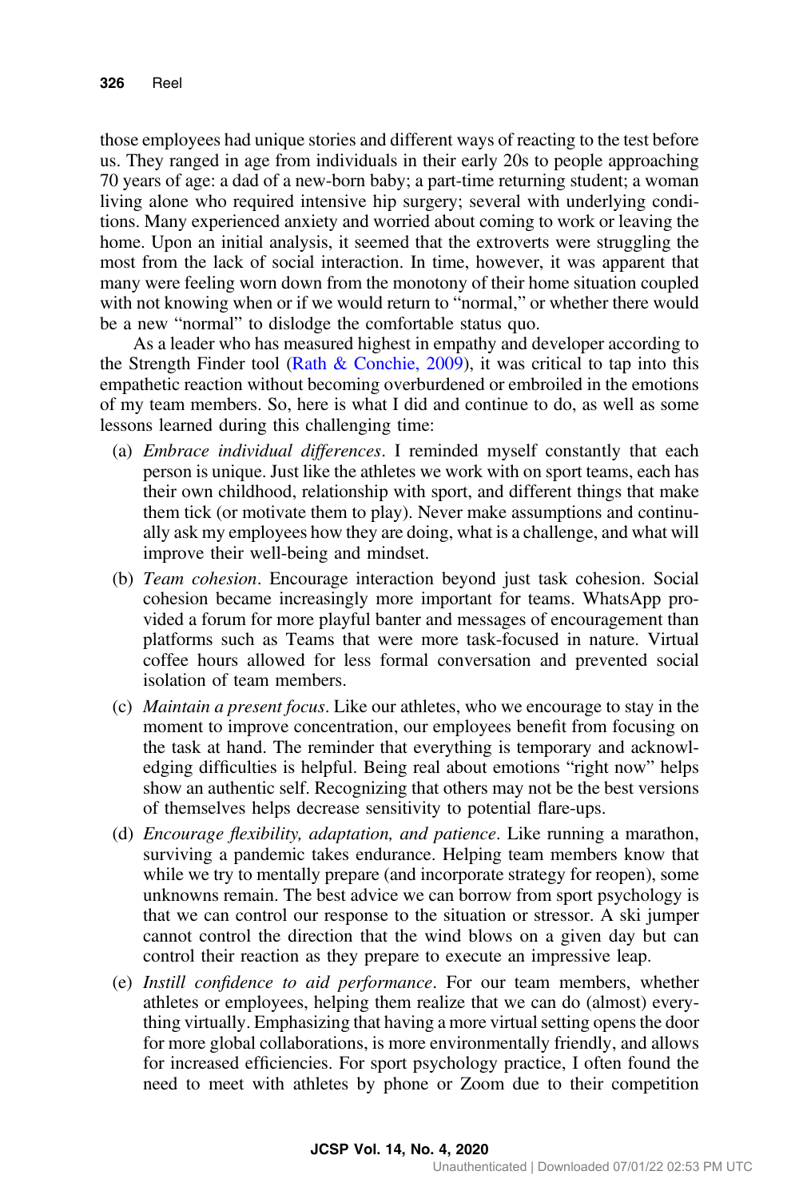those employees had unique stories and different ways of reacting to the test before us. They ranged in age from individuals in their early 20s to people approaching 70 years of age: a dad of a new-born baby; a part-time returning student; a woman living alone who required intensive hip surgery; several with underlying conditions. Many experienced anxiety and worried about coming to work or leaving the home. Upon an initial analysis, it seemed that the extroverts were struggling the most from the lack of social interaction. In time, however, it was apparent that many were feeling worn down from the monotony of their home situation coupled with not knowing when or if we would return to "normal," or whether there would be a new "normal" to dislodge the comfortable status quo.

As a leader who has measured highest in empathy and developer according to the Strength Finder tool (Rath & Conchie, 2009), it was critical to tap into this empathetic reaction without becoming overburdened or embroiled in the emotions of my team members. So, here is what I did and continue to do, as well as some lessons learned during this challenging time:

(a) *Embrace individual differences*. I reminded myself constantly that each person is unique. Just like the athletes we work with on sport teams, each has their own childhood, relationship with sport, and different things that make them tick (or motivate them to play). Never make assumptions and continually ask my employees how they are doing, what is a challenge, and what will improve their well-being and mindset.

(b) *Team cohesion*. Encourage interaction beyond just task cohesion. Social cohesion became increasingly more important for teams. WhatsApp provided a forum for more playful banter and messages of encouragement than platforms such as Teams that were more task-focused in nature. Virtual coffee hours allowed for less formal conversation and prevented social isolation of team members.

(c) *Maintain a present focus*. Like our athletes, who we encourage to stay in the moment to improve concentration, our employees benefit from focusing on the task at hand. The reminder that everything is temporary and acknowledging difficulties is helpful. Being real about emotions "right now" helps show an authentic self. Recognizing that others may not be the best versions of themselves helps decrease sensitivity to potential flare-ups.

(d) *Encourage flexibility, adaptation, and patience*. Like running a marathon, surviving a pandemic takes endurance. Helping team members know that while we try to mentally prepare (and incorporate strategy for reopen), some unknowns remain. The best advice we can borrow from sport psychology is that we can control our response to the situation or stressor. A ski jumper cannot control the direction that the wind blows on a given day but can control their reaction as they prepare to execute an impressive leap.

(e) *Instill confidence to aid performance*. For our team members, whether athletes or employees, helping them realize that we can do (almost) everything virtually. Emphasizing that having a more virtual setting opens the door for more global collaborations, is more environmentally friendly, and allows for increased efficiencies. For sport psychology practice, I often found the need to meet with athletes by phone or Zoom due to their competition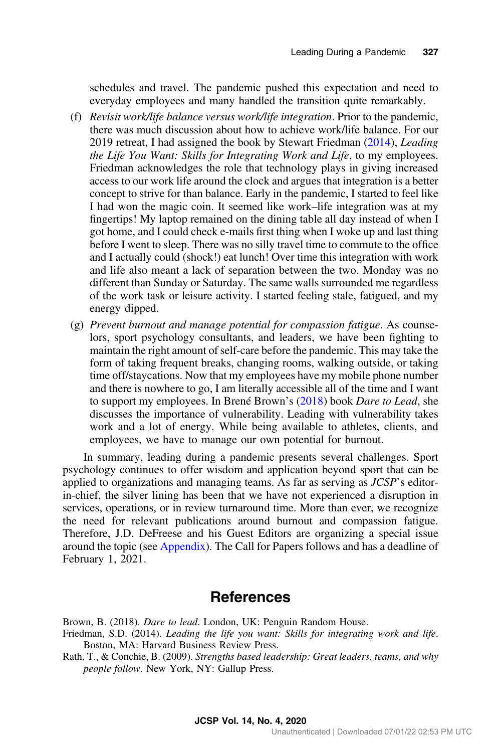schedules and travel. The pandemic pushed this expectation and need to everyday employees and many handled the transition quite remarkably.

(f) *Revisit work/life balance versus work/life integration*. Prior to the pandemic, there was much discussion about how to achieve work/life balance. For our 2019 retreat, I had assigned the book by Stewart Friedman (2014), *Leading the Life You Want: Skills for Integrating Work and Life*, to my employees. Friedman acknowledges the role that technology plays in giving increased access to our work life around the clock and argues that integration is a better concept to strive for than balance. Early in the pandemic, I started to feel like I had won the magic coin. It seemed like work–life integration was at my fingertips! My laptop remained on the dining table all day instead of when I got home, and I could check e-mails first thing when I woke up and last thing before I went to sleep. There was no silly travel time to commute to the office and I actually could (shock!) eat lunch! Over time this integration with work and life also meant a lack of separation between the two. Monday was no different than Sunday or Saturday. The same walls surrounded me regardless of the work task or leisure activity. I started feeling stale, fatigued, and my energy dipped.

(g) *Prevent burnout and manage potential for compassion fatigue*. As counselors, sport psychology consultants, and leaders, we have been fighting to maintain the right amount of self-care before the pandemic. This may take the form of taking frequent breaks, changing rooms, walking outside, or taking time off/staycations. Now that my employees have my mobile phone number and there is nowhere to go, I am literally accessible all of the time and I want to support my employees. In Brené Brown's (2018) book *Dare to Lead*, she discusses the importance of vulnerability. Leading with vulnerability takes work and a lot of energy. While being available to athletes, clients, and employees, we have to manage our own potential for burnout.

In summary, leading during a pandemic presents several challenges. Sport psychology continues to offer wisdom and application beyond sport that can be applied to organizations and managing teams. As far as serving as *JCSP*'s editor-in-chief, the silver lining has been that we have not experienced a disruption in services, operations, or in review turnaround time. More than ever, we recognize the need for relevant publications around burnout and compassion fatigue. Therefore, J.D. DeFreese and his Guest Editors are organizing a special issue around the topic (see Appendix). The Call for Papers follows and has a deadline of February 1, 2021.

## References

Brown, B. (2018). *Dare to lead*. London, UK: Penguin Random House.

Friedman, S.D. (2014). *Leading the life you want: Skills for integrating work and life*. Boston, MA: Harvard Business Review Press.

Rath, T., & Conchie, B. (2009). *Strengths based leadership: Great leaders, teams, and why people follow*. New York, NY: Gallup Press.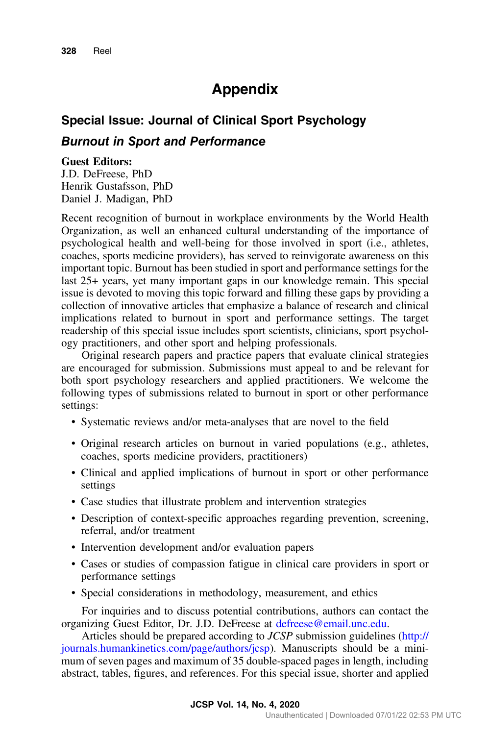# Appendix

## Special Issue: Journal of Clinical Sport Psychology

### *Burnout in Sport and Performance*

**Guest Editors:**
J.D. DeFreese, PhD
Henrik Gustafsson, PhD
Daniel J. Madigan, PhD

Recent recognition of burnout in workplace environments by the World Health Organization, as well an enhanced cultural understanding of the importance of psychological health and well-being for those involved in sport (i.e., athletes, coaches, sports medicine providers), has served to reinvigorate awareness on this important topic. Burnout has been studied in sport and performance settings for the last 25+ years, yet many important gaps in our knowledge remain. This special issue is devoted to moving this topic forward and filling these gaps by providing a collection of innovative articles that emphasize a balance of research and clinical implications related to burnout in sport and performance settings. The target readership of this special issue includes sport scientists, clinicians, sport psychology practitioners, and other sport and helping professionals.

Original research papers and practice papers that evaluate clinical strategies are encouraged for submission. Submissions must appeal to and be relevant for both sport psychology researchers and applied practitioners. We welcome the following types of submissions related to burnout in sport or other performance settings:

- Systematic reviews and/or meta-analyses that are novel to the field
- Original research articles on burnout in varied populations (e.g., athletes, coaches, sports medicine providers, practitioners)
- Clinical and applied implications of burnout in sport or other performance settings
- Case studies that illustrate problem and intervention strategies
- Description of context-specific approaches regarding prevention, screening, referral, and/or treatment
- Intervention development and/or evaluation papers
- Cases or studies of compassion fatigue in clinical care providers in sport or performance settings
- Special considerations in methodology, measurement, and ethics

For inquiries and to discuss potential contributions, authors can contact the organizing Guest Editor, Dr. J.D. DeFreese at defreese@email.unc.edu.

Articles should be prepared according to *JCSP* submission guidelines (http://journals.humankinetics.com/page/authors/jcsp). Manuscripts should be a minimum of seven pages and maximum of 35 double-spaced pages in length, including abstract, tables, figures, and references. For this special issue, shorter and applied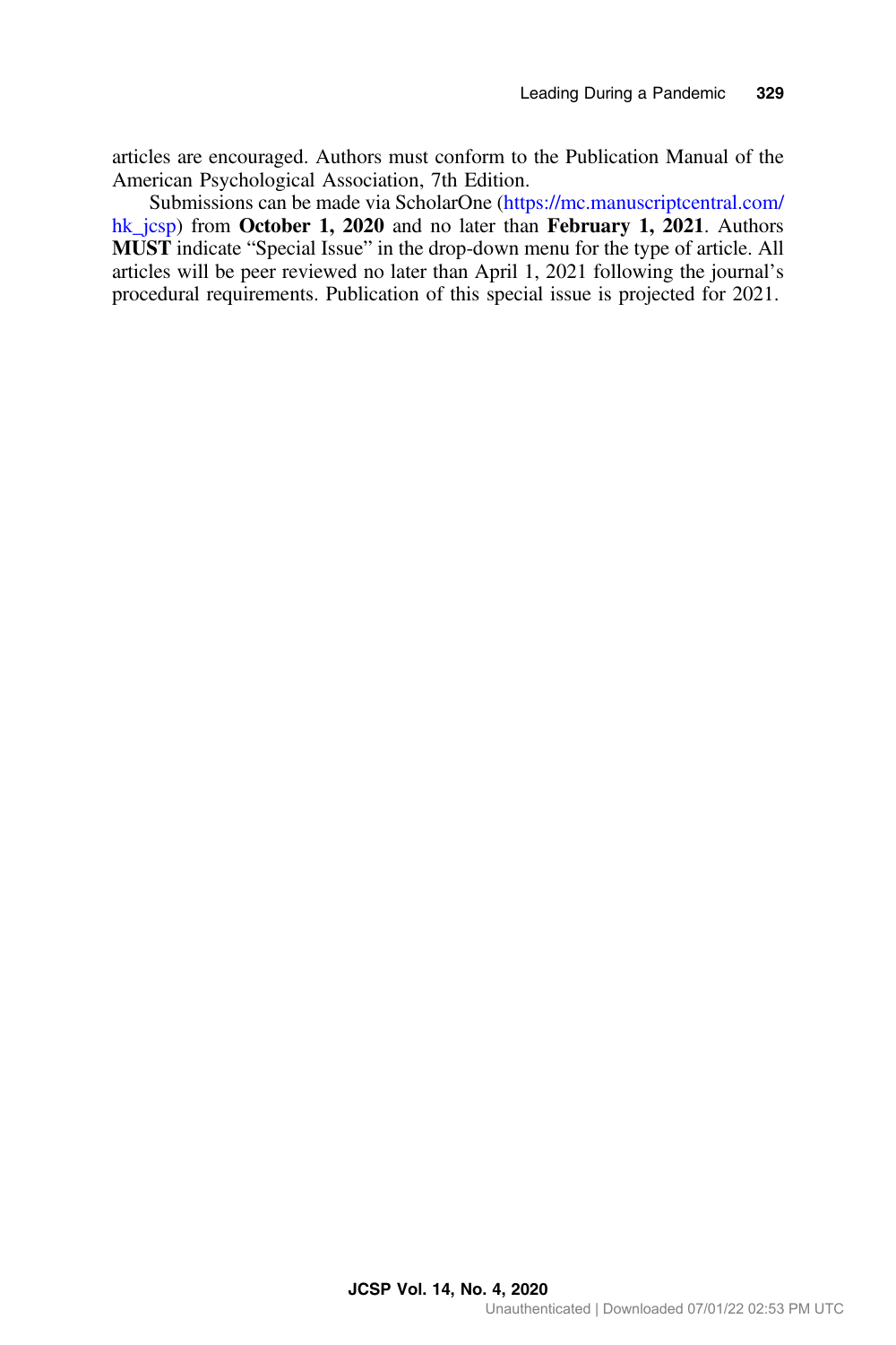articles are encouraged. Authors must conform to the Publication Manual of the American Psychological Association, 7th Edition.

Submissions can be made via ScholarOne (https://mc.manuscriptcentral.com/hk_jcsp) from **October 1, 2020** and no later than **February 1, 2021**. Authors **MUST** indicate "Special Issue" in the drop-down menu for the type of article. All articles will be peer reviewed no later than April 1, 2021 following the journal's procedural requirements. Publication of this special issue is projected for 2021.